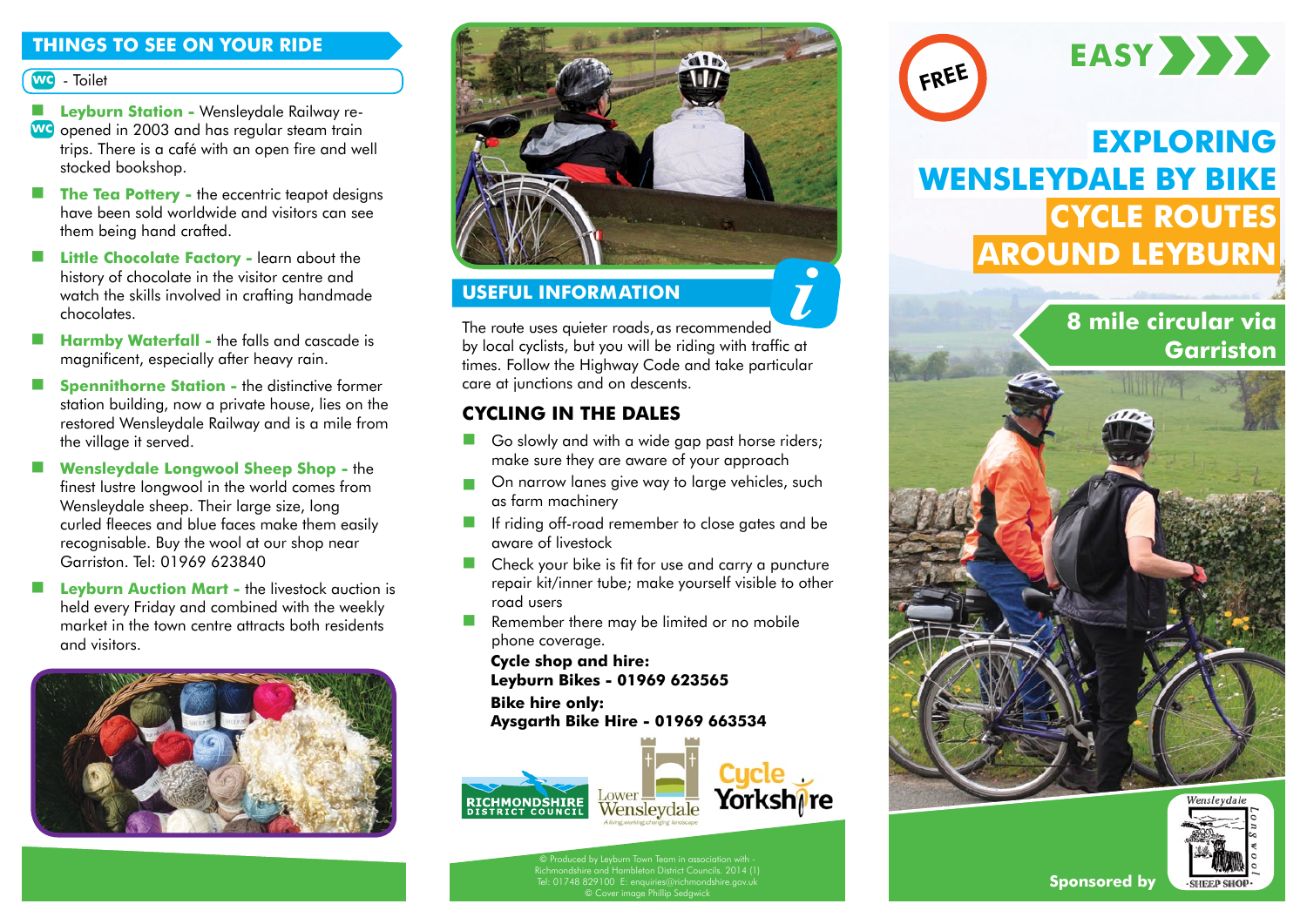## THINGS TO SEE ON YOUR RIDE

WC - Toilet

- **Leyburn Station -** Wensleydale Railway re-opened in 2003 and has regular steam train trips. There is a café with an open fire and well stocked bookshop. (WC)
- **The Tea Pottery -** the eccentric teapot designs have been sold worldwide and visitors can see them being hand crafted.
- **Little Chocolate Factory -** learn about the history of chocolate in the visitor centre and watch the skills involved in crafting handmade chocolates.
- **Harmby Waterfall -** the falls and cascade is magnificent, especially after heavy rain.
- **Spennithorne Station -** the distinctive former station building, now a private house, lies on the restored Wensleydale Railway and is a mile from the village it served.
- **Wensleydale Longwool Sheep Shop -** the finest lustre longwool in the world comes from Wensleydale sheep. Their large size, long curled fleeces and blue faces make them easily recognisable. Buy the wool at our shop near Garriston. Tel: 01969 623840
- **Leyburn Auction Mart -** the livestock auction is held every Friday and combined with the weekly market in the town centre attracts both residents and visitors.

## USEFUL INFORMATION

The route uses quieter roads, as recommended by local cyclists, but you will be riding with traffic at times. Follow the Highway Code and take particular care at junctions and on descents.

## CYCLING IN THE DALES

- Go slowly and with a wide gap past horse riders; make sure they are aware of your approach
- On narrow lanes give way to large vehicles, such as farm machinery
- If riding off-road remember to close gates and be aware of livestock
- Check your bike is fit for use and carry a puncture repair kit/inner tube; make yourself visible to other road users
- Remember there may be limited or no mobile phone coverage.

**Cycle shop and hire:**
**Leyburn Bikes - 01969 623565**

**Bike hire only:**
**Aysgarth Bike Hire - 01969 663534**

Richmondshire District Council | Lower Wensleydale – A living, working, changing landscape | Cycle Yorkshire

© Produced by Leyburn Town Team in association with - Richmondshire and Hambleton District Councils. 2014 (1)
Tel: 01748 829100 E: enquiries@richmondshire.gov.uk
© Cover image Phillip Sedgwick

FREE

EASY

# EXPLORING WENSLEYDALE BY BIKE CYCLE ROUTES AROUND LEYBURN

## 8 mile circular via Garriston

Sponsored by Wensleydale Longwool Sheep Shop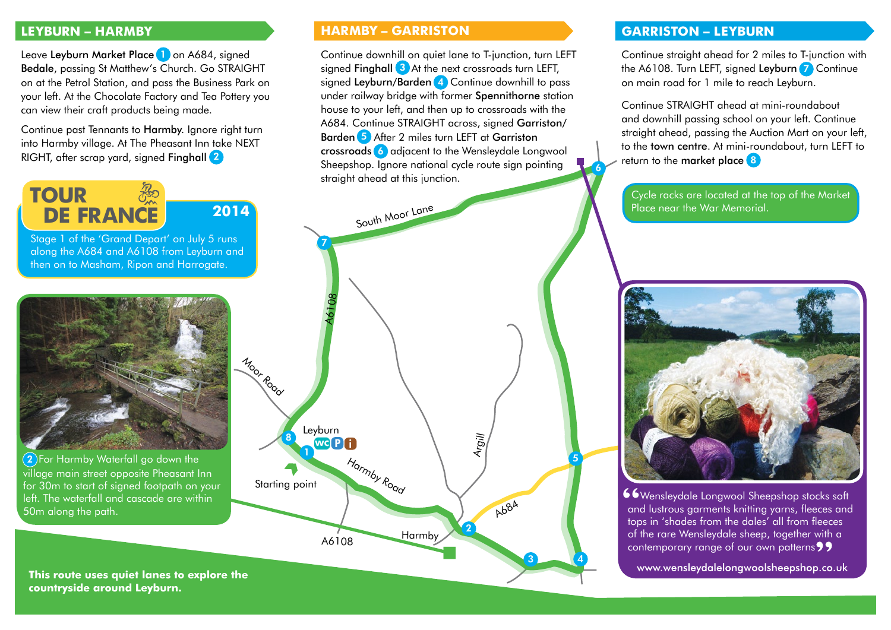## LEYBURN – HARMBY

Leave **Leyburn Market Place** 1 on A684, signed **Bedale**, passing St Matthew's Church. Go STRAIGHT on at the Petrol Station, and pass the Business Park on your left. At the Chocolate Factory and Tea Pottery you can view their craft products being made.

Continue past Tennants to **Harmby**. Ignore right turn into Harmby village. At The Pheasant Inn take NEXT RIGHT, after scrap yard, signed **Finghall** 2

## HARMBY – GARRISTON

Continue downhill on quiet lane to T-junction, turn LEFT signed **Finghall** 3 At the next crossroads turn LEFT, signed **Leyburn/Barden** 4 Continue downhill to pass under railway bridge with former **Spennithorne** station house to your left, and then up to crossroads with the A684. Continue STRAIGHT across, signed **Garriston/Barden** 5 After 2 miles turn LEFT at **Garriston crossroads** 6 adjacent to the Wensleydale Longwool Sheepshop. Ignore national cycle route sign pointing straight ahead at this junction.

## GARRISTON – LEYBURN

Continue straight ahead for 2 miles to T-junction with the A6108. Turn LEFT, signed **Leyburn** 7 Continue on main road for 1 mile to reach Leyburn.

Continue STRAIGHT ahead at mini-roundabout and downhill passing school on your left. Continue straight ahead, passing the Auction Mart on your left, to the **town centre**. At mini-roundabout, turn LEFT to return to the **market place** 8

Cycle racks are located at the top of the Market Place near the War Memorial.

**TOUR DE FRANCE 2014**

Stage 1 of the 'Grand Depart' on July 5 runs along the A684 and A6108 from Leyburn and then on to Masham, Ripon and Harrogate.

2 For Harmby Waterfall go down the village main street opposite Pheasant Inn for 30m to start of signed footpath on your left. The waterfall and cascade are within 50m along the path.

South Moor Lane
A6108
Moor Road
Leyburn
Starting point
Harmby Road
Argill
A684
A6108
Harmby

"Wensleydale Longwool Sheepshop stocks soft and lustrous garments knitting yarns, fleeces and tops in 'shades from the dales' all from fleeces of the rare Wensleydale sheep, together with a contemporary range of our own patterns"

www.wensleydalelongwoolsheepshop.co.uk

**This route uses quiet lanes to explore the countryside around Leyburn.**